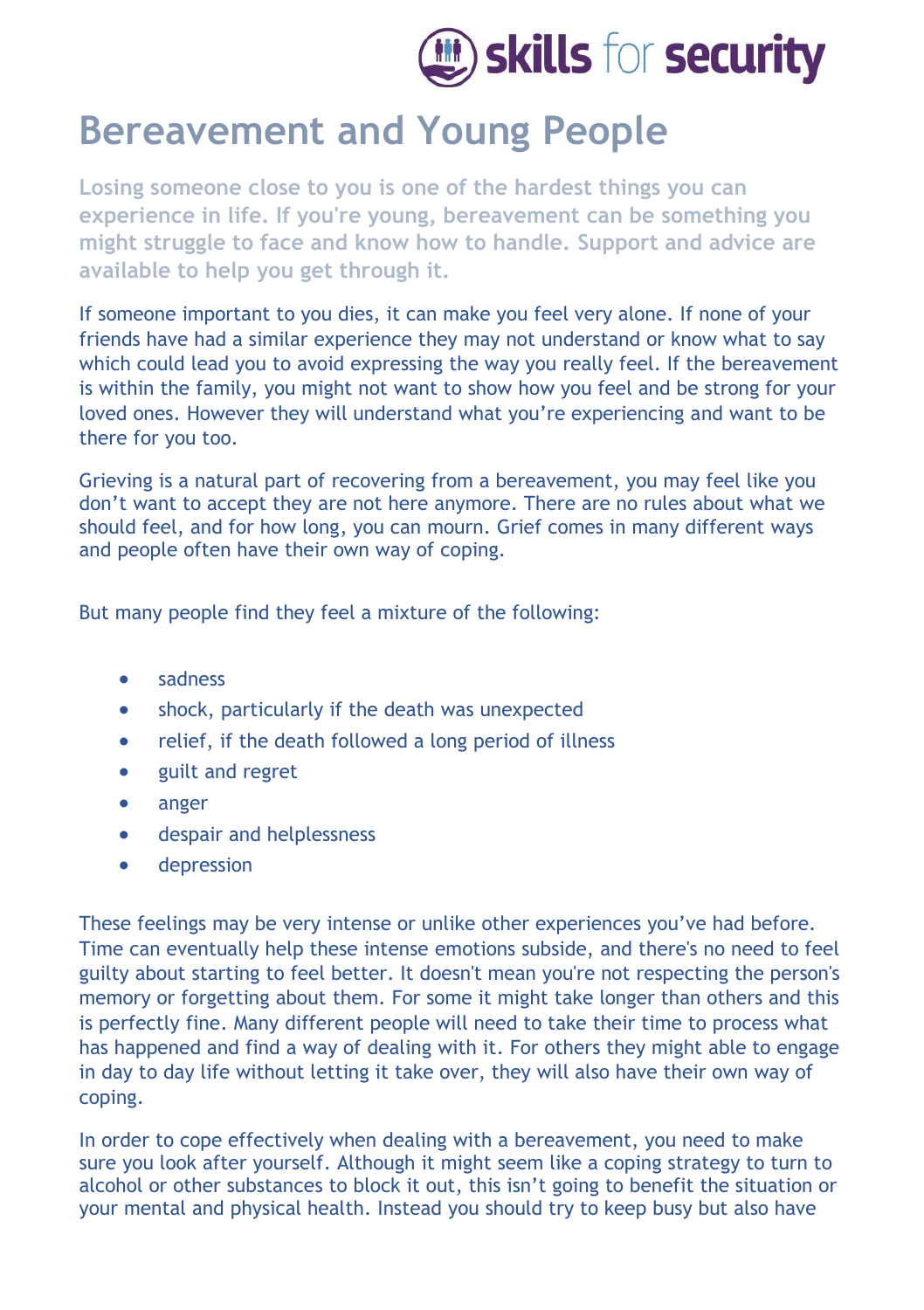# Bereavement and Young People

**Losing someone close to you is one of the hardest things you can experience in life. If you're young, bereavement can be something you might struggle to face and know how to handle. Support and advice are available to help you get through it.**

If someone important to you dies, it can make you feel very alone. If none of your friends have had a similar experience they may not understand or know what to say which could lead you to avoid expressing the way you really feel. If the bereavement is within the family, you might not want to show how you feel and be strong for your loved ones. However they will understand what you're experiencing and want to be there for you too.

Grieving is a natural part of recovering from a bereavement, you may feel like you don't want to accept they are not here anymore. There are no rules about what we should feel, and for how long, you can mourn. Grief comes in many different ways and people often have their own way of coping.

But many people find they feel a mixture of the following:

- sadness
- shock, particularly if the death was unexpected
- relief, if the death followed a long period of illness
- guilt and regret
- anger
- despair and helplessness
- depression

These feelings may be very intense or unlike other experiences you've had before. Time can eventually help these intense emotions subside, and there's no need to feel guilty about starting to feel better. It doesn't mean you're not respecting the person's memory or forgetting about them. For some it might take longer than others and this is perfectly fine. Many different people will need to take their time to process what has happened and find a way of dealing with it. For others they might able to engage in day to day life without letting it take over, they will also have their own way of coping.

In order to cope effectively when dealing with a bereavement, you need to make sure you look after yourself. Although it might seem like a coping strategy to turn to alcohol or other substances to block it out, this isn't going to benefit the situation or your mental and physical health. Instead you should try to keep busy but also have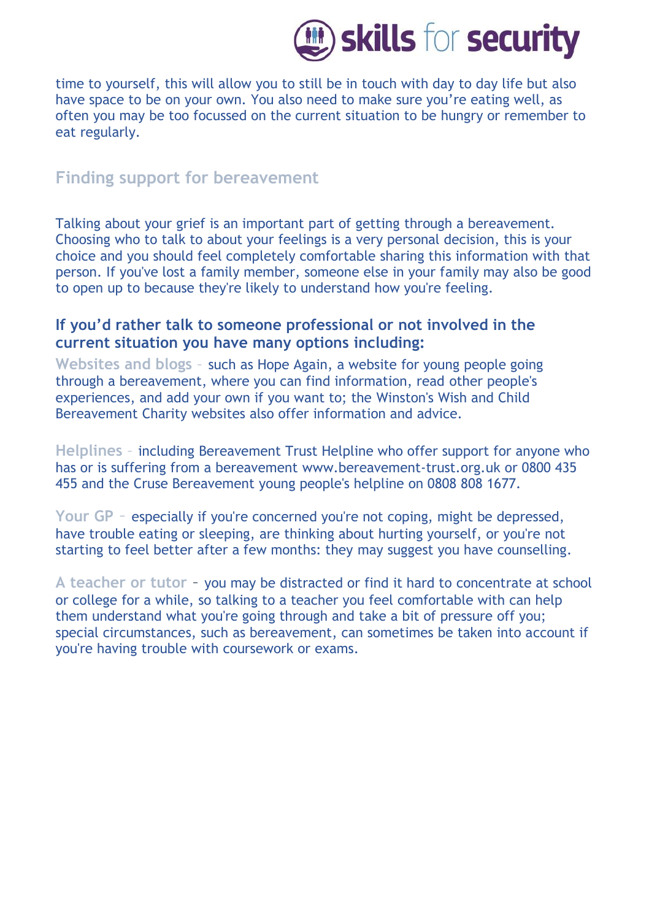time to yourself, this will allow you to still be in touch with day to day life but also have space to be on your own. You also need to make sure you're eating well, as often you may be too focussed on the current situation to be hungry or remember to eat regularly.

## Finding support for bereavement

Talking about your grief is an important part of getting through a bereavement. Choosing who to talk to about your feelings is a very personal decision, this is your choice and you should feel completely comfortable sharing this information with that person. If you've lost a family member, someone else in your family may also be good to open up to because they're likely to understand how you're feeling.

### If you'd rather talk to someone professional or not involved in the current situation you have many options including:

**Websites and blogs** – such as Hope Again, a website for young people going through a bereavement, where you can find information, read other people's experiences, and add your own if you want to; the Winston's Wish and Child Bereavement Charity websites also offer information and advice.

**Helplines** – including Bereavement Trust Helpline who offer support for anyone who has or is suffering from a bereavement www.bereavement-trust.org.uk or 0800 435 455 and the Cruse Bereavement young people's helpline on 0808 808 1677.

**Your GP** – especially if you're concerned you're not coping, might be depressed, have trouble eating or sleeping, are thinking about hurting yourself, or you're not starting to feel better after a few months: they may suggest you have counselling.

**A teacher or tutor** – you may be distracted or find it hard to concentrate at school or college for a while, so talking to a teacher you feel comfortable with can help them understand what you're going through and take a bit of pressure off you; special circumstances, such as bereavement, can sometimes be taken into account if you're having trouble with coursework or exams.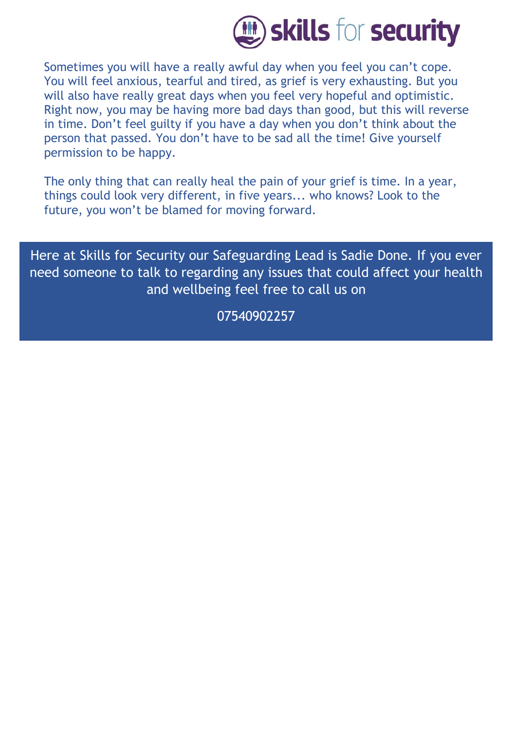Sometimes you will have a really awful day when you feel you can't cope. You will feel anxious, tearful and tired, as grief is very exhausting. But you will also have really great days when you feel very hopeful and optimistic. Right now, you may be having more bad days than good, but this will reverse in time. Don't feel guilty if you have a day when you don't think about the person that passed. You don't have to be sad all the time! Give yourself permission to be happy.

The only thing that can really heal the pain of your grief is time. In a year, things could look very different, in five years... who knows? Look to the future, you won't be blamed for moving forward.

Here at Skills for Security our Safeguarding Lead is Sadie Done. If you ever need someone to talk to regarding any issues that could affect your health and wellbeing feel free to call us on

07540902257